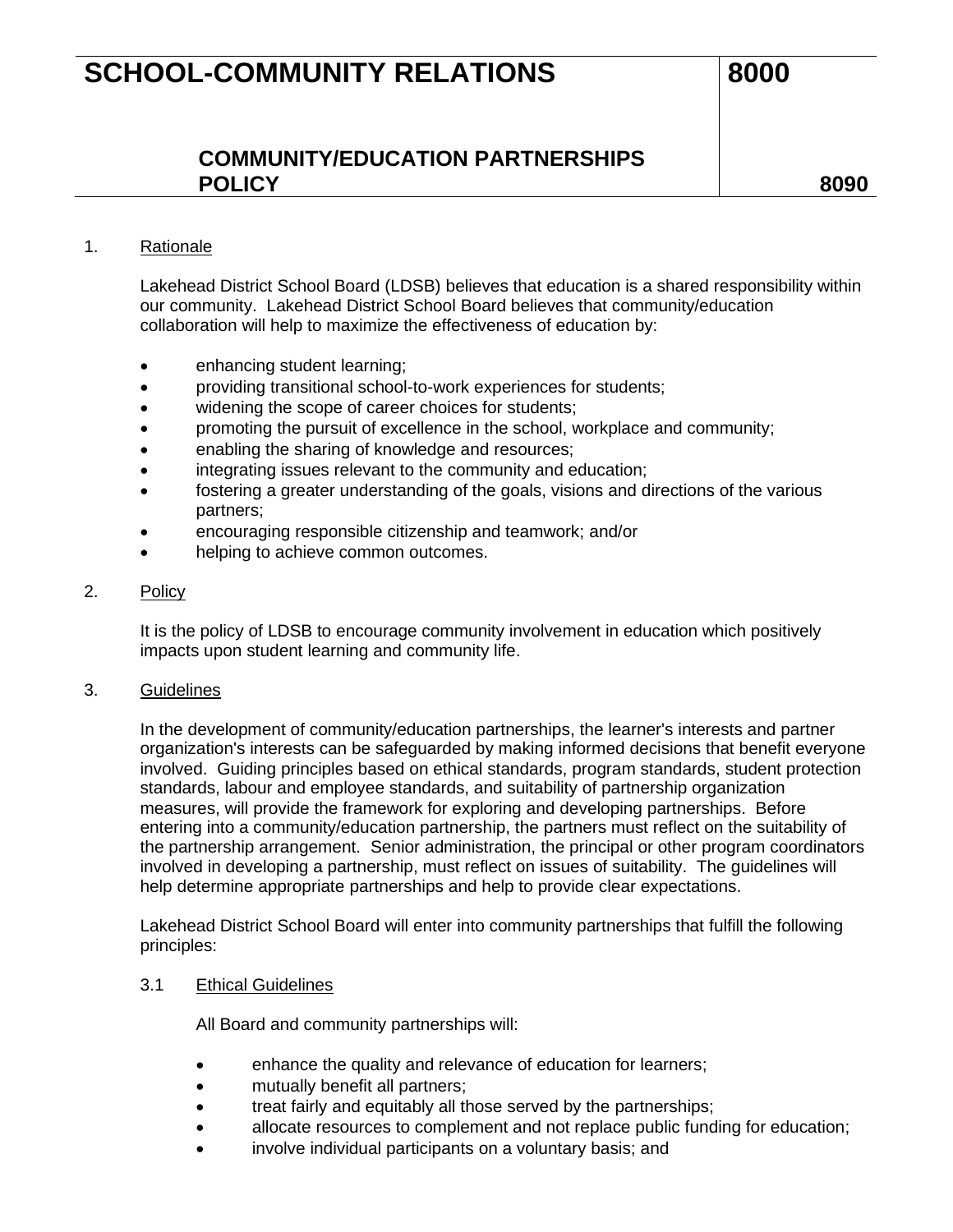# SCHOOL-COMMUNITY RELATIONS 8000

## COMMUNITY/EDUCATION PARTNERSHIPS POLICY 8090

1. Rationale

   Lakehead District School Board (LDSB) believes that education is a shared responsibility within our community. Lakehead District School Board believes that community/education collaboration will help to maximize the effectiveness of education by:

   - enhancing student learning;
   - providing transitional school-to-work experiences for students;
   - widening the scope of career choices for students;
   - promoting the pursuit of excellence in the school, workplace and community;
   - enabling the sharing of knowledge and resources;
   - integrating issues relevant to the community and education;
   - fostering a greater understanding of the goals, visions and directions of the various partners;
   - encouraging responsible citizenship and teamwork; and/or
   - helping to achieve common outcomes.

2. Policy

   It is the policy of LDSB to encourage community involvement in education which positively impacts upon student learning and community life.

3. Guidelines

   In the development of community/education partnerships, the learner's interests and partner organization's interests can be safeguarded by making informed decisions that benefit everyone involved. Guiding principles based on ethical standards, program standards, student protection standards, labour and employee standards, and suitability of partnership organization measures, will provide the framework for exploring and developing partnerships. Before entering into a community/education partnership, the partners must reflect on the suitability of the partnership arrangement. Senior administration, the principal or other program coordinators involved in developing a partnership, must reflect on issues of suitability. The guidelines will help determine appropriate partnerships and help to provide clear expectations.

   Lakehead District School Board will enter into community partnerships that fulfill the following principles:

   3.1 Ethical Guidelines

   All Board and community partnerships will:

   - enhance the quality and relevance of education for learners;
   - mutually benefit all partners;
   - treat fairly and equitably all those served by the partnerships;
   - allocate resources to complement and not replace public funding for education;
   - involve individual participants on a voluntary basis; and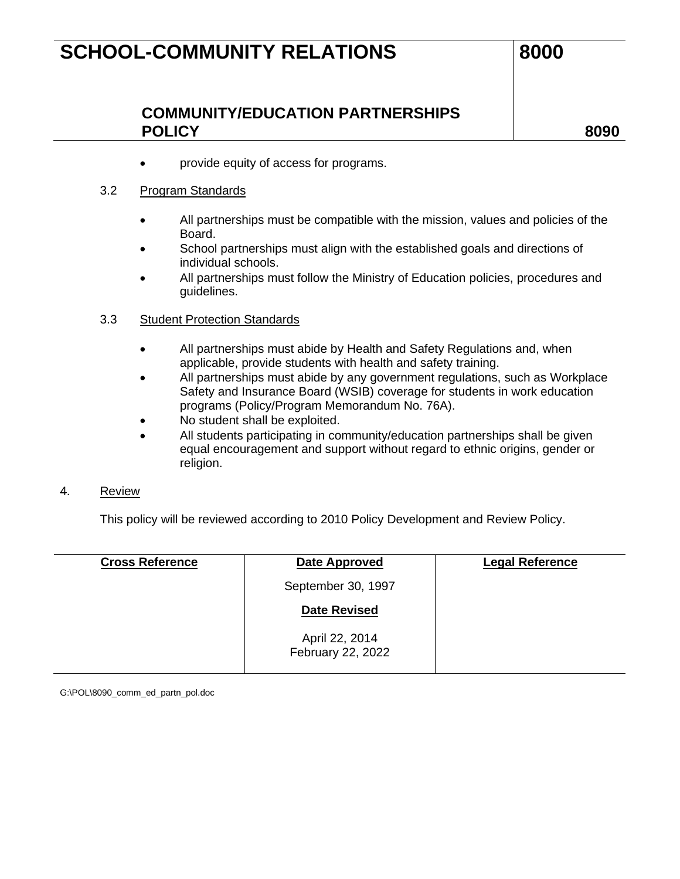- provide equity of access for programs.

3.2 Program Standards

- All partnerships must be compatible with the mission, values and policies of the Board.
- School partnerships must align with the established goals and directions of individual schools.
- All partnerships must follow the Ministry of Education policies, procedures and guidelines.

3.3 Student Protection Standards

- All partnerships must abide by Health and Safety Regulations and, when applicable, provide students with health and safety training.
- All partnerships must abide by any government regulations, such as Workplace Safety and Insurance Board (WSIB) coverage for students in work education programs (Policy/Program Memorandum No. 76A).
- No student shall be exploited.
- All students participating in community/education partnerships shall be given equal encouragement and support without regard to ethnic origins, gender or religion.

4. Review

This policy will be reviewed according to 2010 Policy Development and Review Policy.

| Cross Reference | Date Approved | Legal Reference |
|---|---|---|
| | September 30, 1997 | |
| | **Date Revised** | |
| | April 22, 2014<br>February 22, 2022 | |

G:\POL\8090_comm_ed_partn_pol.doc